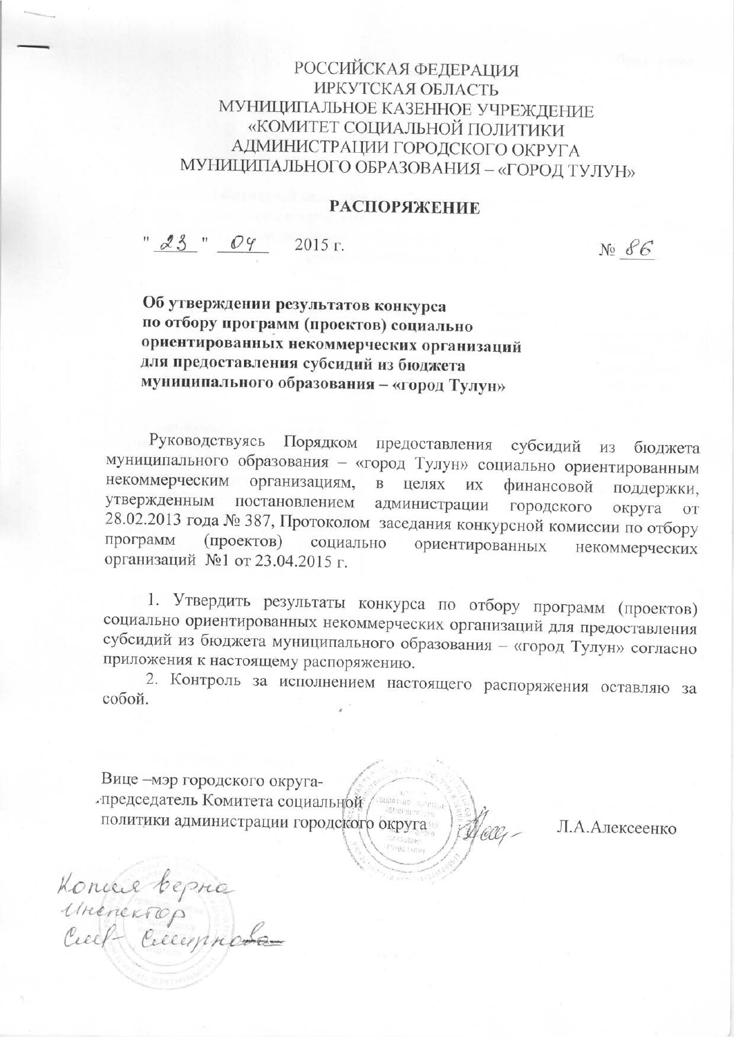РОССИЙСКАЯ ФЕДЕРАЦИЯ
ИРКУТСКАЯ ОБЛАСТЬ
МУНИЦИПАЛЬНОЕ КАЗЕННОЕ УЧРЕЖДЕНИЕ
«КОМИТЕТ СОЦИАЛЬНОЙ ПОЛИТИКИ
АДМИНИСТРАЦИИ ГОРОДСКОГО ОКРУГА
МУНИЦИПАЛЬНОГО ОБРАЗОВАНИЯ – «ГОРОД ТУЛУН»

# РАСПОРЯЖЕНИЕ

"23" 04 2015 г. № 86

**Об утверждении результатов конкурса по отбору программ (проектов) социально ориентированных некоммерческих организаций для предоставления субсидий из бюджета муниципального образования – «город Тулун»**

Руководствуясь Порядком предоставления субсидий из бюджета муниципального образования – «город Тулун» социально ориентированным некоммерческим организациям, в целях их финансовой поддержки, утвержденным постановлением администрации городского округа от 28.02.2013 года № 387, Протоколом заседания конкурсной комиссии по отбору программ (проектов) социально ориентированных некоммерческих организаций №1 от 23.04.2015 г.

1. Утвердить результаты конкурса по отбору программ (проектов) социально ориентированных некоммерческих организаций для предоставления субсидий из бюджета муниципального образования – «город Тулун» согласно приложения к настоящему распоряжению.
2. Контроль за исполнением настоящего распоряжения оставляю за собой.

Вице –мэр городского округа-
-председатель Комитета социальной
политики администрации городского округа Л.А.Алексеенко

Копия верна
Инспектор
Смирнова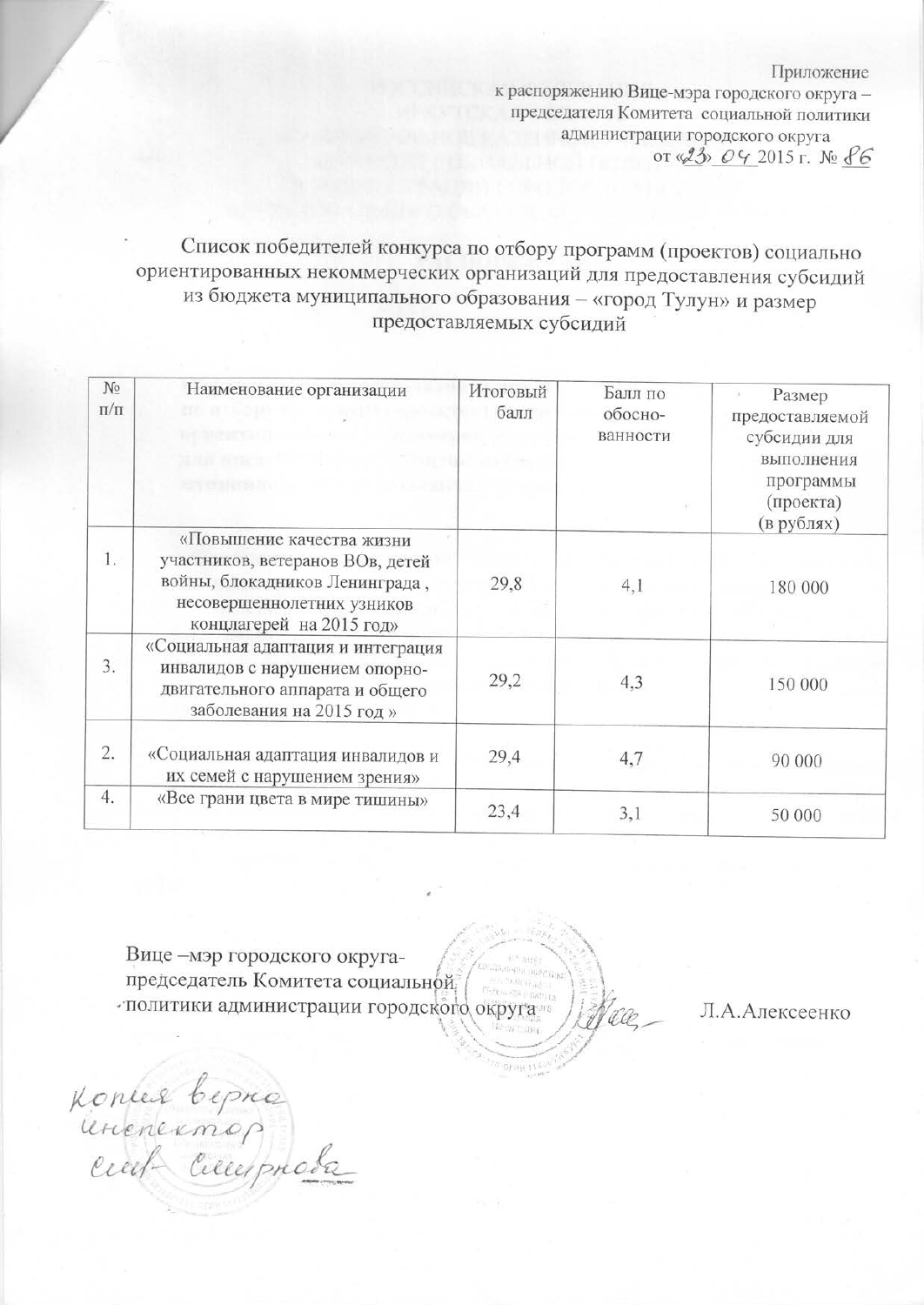Приложение
к распоряжению Вице-мэра городского округа –
председателя Комитета социальной политики
администрации городского округа
от «23» 04 2015 г. № 86

Список победителей конкурса по отбору программ (проектов) социально ориентированных некоммерческих организаций для предоставления субсидий из бюджета муниципального образования – «город Тулун» и размер предоставляемых субсидий

| № п/п | Наименование организации | Итоговый балл | Балл по обосно-ванности | Размер предоставляемой субсидии для выполнения программы (проекта) (в рублях) |
|---|---|---|---|---|
| 1. | «Повышение качества жизни участников, ветеранов ВОв, детей войны, блокадников Ленинграда , несовершеннолетних узников концлагерей на 2015 год» | 29,8 | 4,1 | 180 000 |
| 3. | «Социальная адаптация и интеграция инвалидов с нарушением опорно-двигательного аппарата и общего заболевания на 2015 год » | 29,2 | 4,3 | 150 000 |
| 2. | «Социальная адаптация инвалидов и их семей с нарушением зрения» | 29,4 | 4,7 | 90 000 |
| 4. | «Все грани цвета в мире тишины» | 23,4 | 3,1 | 50 000 |

Вице –мэр городского округа-
председатель Комитета социальной
политики администрации городского округа Л.А.Алексеенко

Копия верна
Инспектор
Смирнова